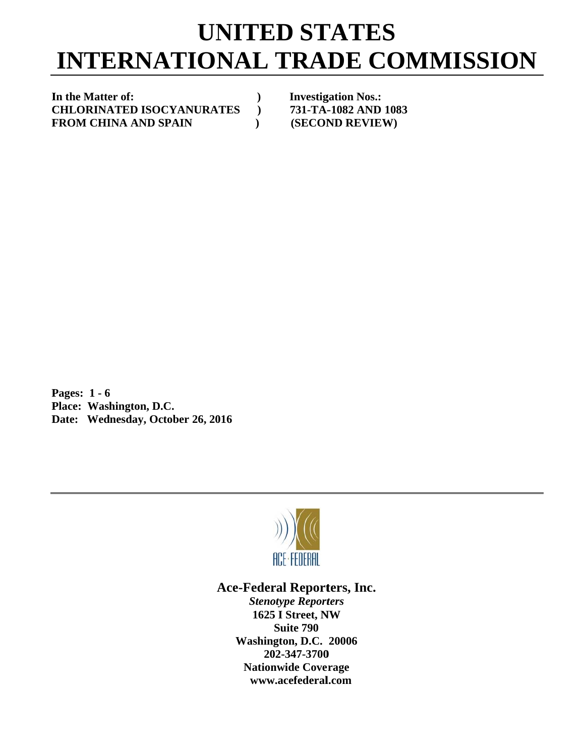# UNITED STATES INTERNATIONAL TRADE COMMISSION

| | | |
|---|---|---|
| **In the Matter of:** | **)** | **Investigation Nos.:** |
| **CHLORINATED ISOCYANURATES** | **)** | **731-TA-1082 AND 1083** |
| **FROM CHINA AND SPAIN** | **)** | **(SECOND REVIEW)** |

**Pages: 1 - 6**
**Place: Washington, D.C.**
**Date: Wednesday, October 26, 2016**

---

ACE·FEDERAL

**Ace-Federal Reporters, Inc.**
***Stenotype Reporters***
**1625 I Street, NW**
**Suite 790**
**Washington, D.C. 20006**
**202-347-3700**
**Nationwide Coverage**
**www.acefederal.com**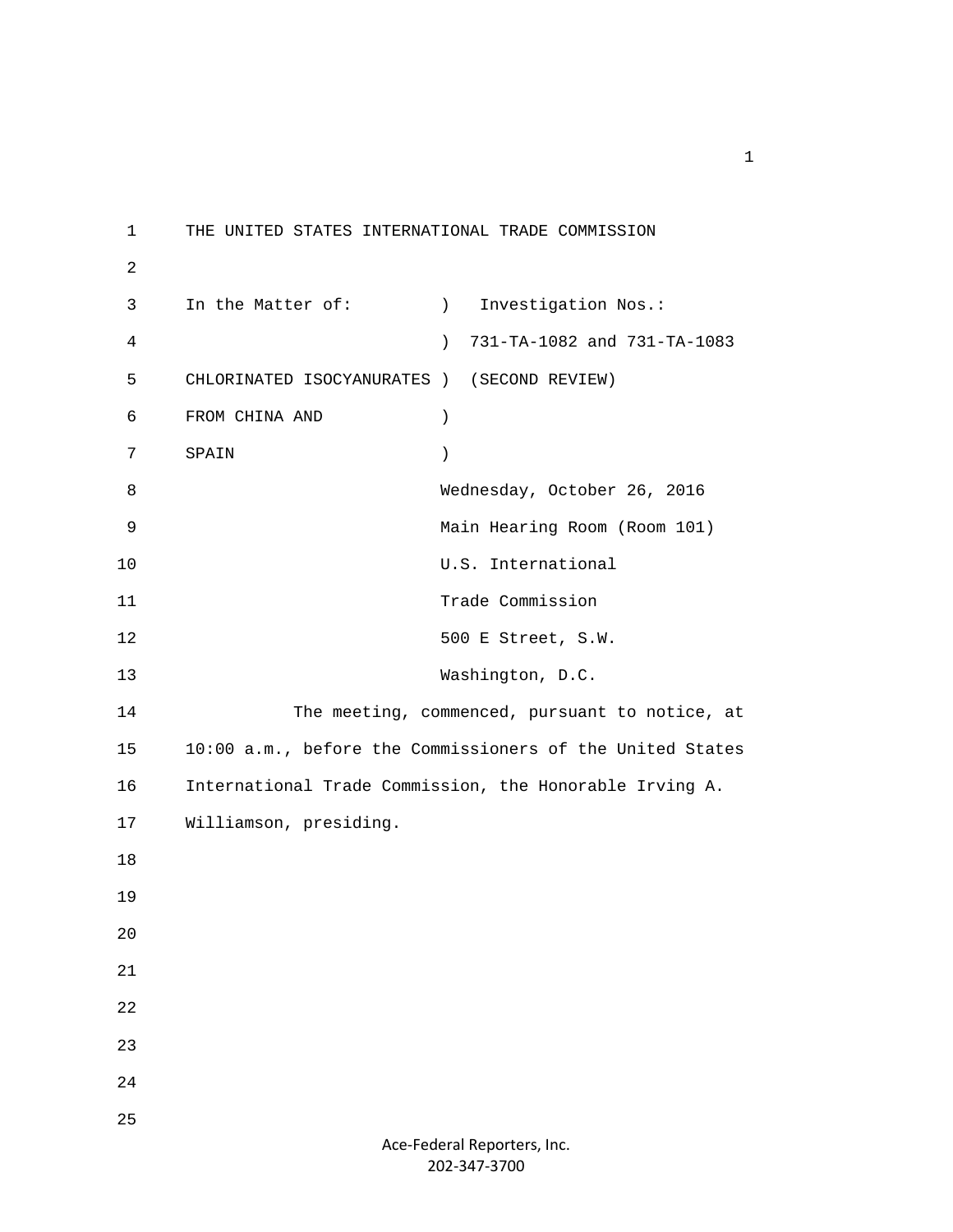THE UNITED STATES INTERNATIONAL TRADE COMMISSION

| | | |
|---|---|---|
| In the Matter of: | ) | Investigation Nos.: |
| | ) | 731-TA-1082 and 731-TA-1083 |
| CHLORINATED ISOCYANURATES | ) | (SECOND REVIEW) |
| FROM CHINA AND | ) | |
| SPAIN | ) | |

Wednesday, October 26, 2016
Main Hearing Room (Room 101)
U.S. International
Trade Commission
500 E Street, S.W.
Washington, D.C.

The meeting, commenced, pursuant to notice, at 10:00 a.m., before the Commissioners of the United States International Trade Commission, the Honorable Irving A. Williamson, presiding.

Ace-Federal Reporters, Inc.
202-347-3700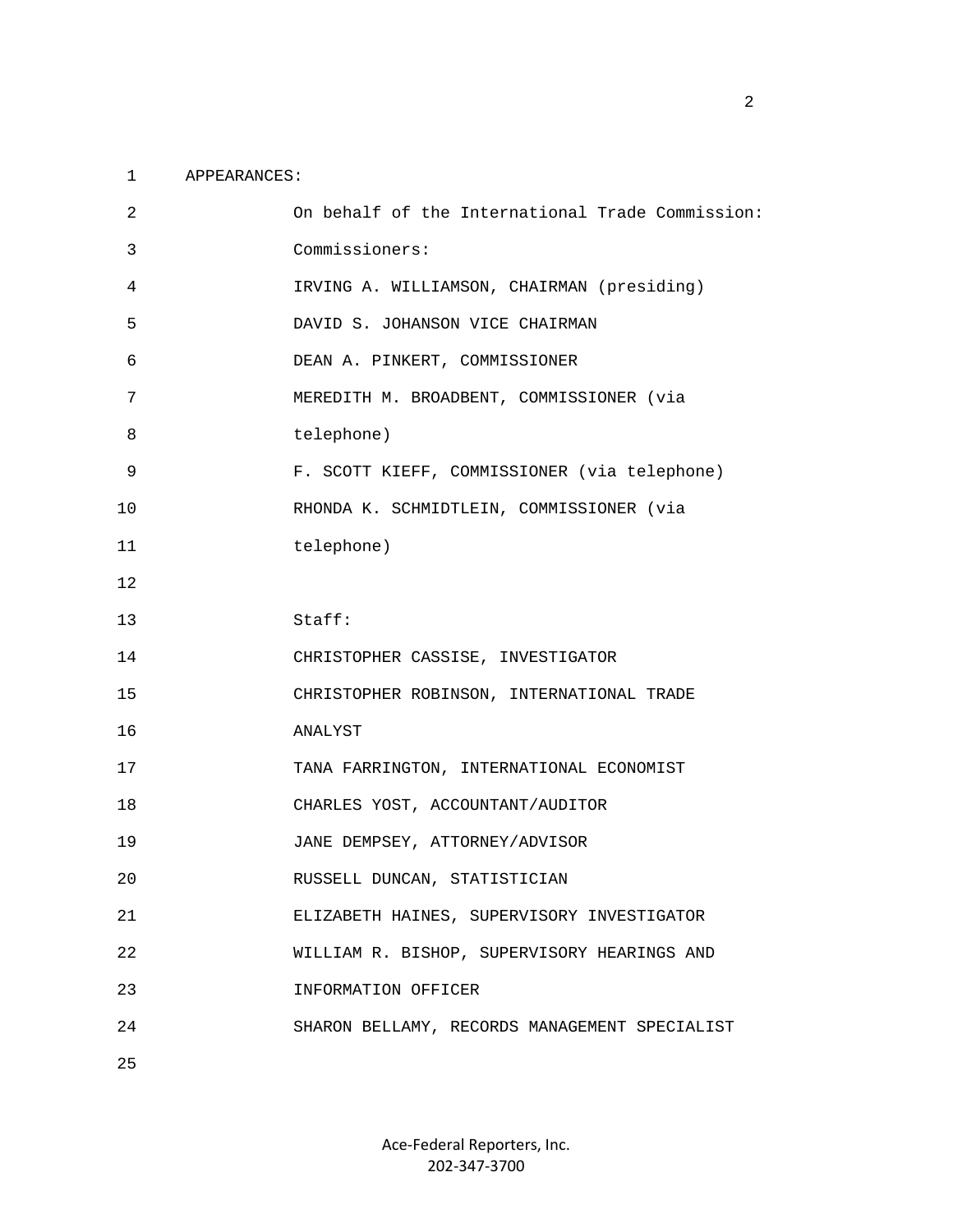APPEARANCES:

On behalf of the International Trade Commission:

Commissioners:

IRVING A. WILLIAMSON, CHAIRMAN (presiding)
DAVID S. JOHANSON VICE CHAIRMAN
DEAN A. PINKERT, COMMISSIONER
MEREDITH M. BROADBENT, COMMISSIONER (via telephone)
F. SCOTT KIEFF, COMMISSIONER (via telephone)
RHONDA K. SCHMIDTLEIN, COMMISSIONER (via telephone)

Staff:

CHRISTOPHER CASSISE, INVESTIGATOR
CHRISTOPHER ROBINSON, INTERNATIONAL TRADE ANALYST
TANA FARRINGTON, INTERNATIONAL ECONOMIST
CHARLES YOST, ACCOUNTANT/AUDITOR
JANE DEMPSEY, ATTORNEY/ADVISOR
RUSSELL DUNCAN, STATISTICIAN
ELIZABETH HAINES, SUPERVISORY INVESTIGATOR
WILLIAM R. BISHOP, SUPERVISORY HEARINGS AND INFORMATION OFFICER
SHARON BELLAMY, RECORDS MANAGEMENT SPECIALIST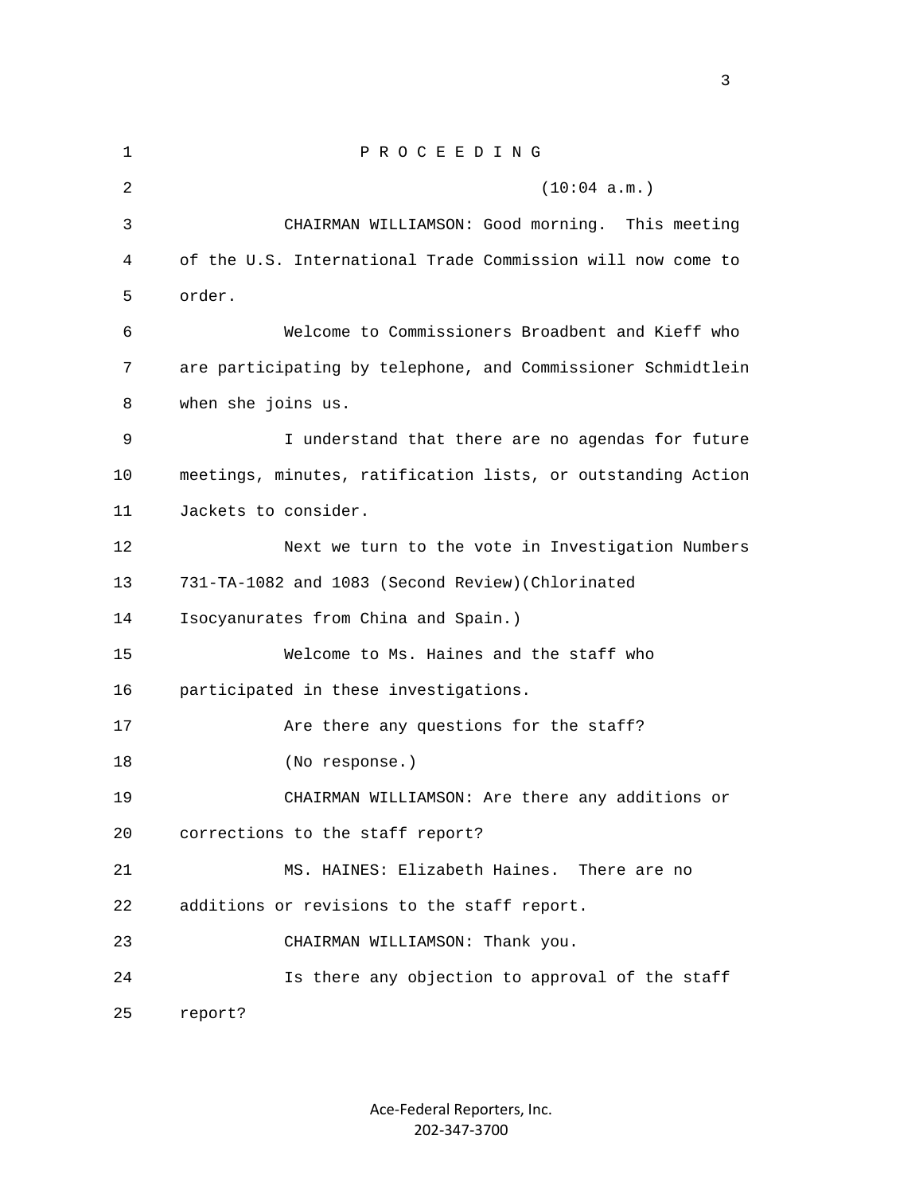P R O C E E D I N G

(10:04 a.m.)

CHAIRMAN WILLIAMSON: Good morning. This meeting of the U.S. International Trade Commission will now come to order.

Welcome to Commissioners Broadbent and Kieff who are participating by telephone, and Commissioner Schmidtlein when she joins us.

I understand that there are no agendas for future meetings, minutes, ratification lists, or outstanding Action Jackets to consider.

Next we turn to the vote in Investigation Numbers 731-TA-1082 and 1083 (Second Review)(Chlorinated Isocyanurates from China and Spain.)

Welcome to Ms. Haines and the staff who participated in these investigations.

Are there any questions for the staff?

(No response.)

CHAIRMAN WILLIAMSON: Are there any additions or corrections to the staff report?

MS. HAINES: Elizabeth Haines. There are no additions or revisions to the staff report.

CHAIRMAN WILLIAMSON: Thank you.

Is there any objection to approval of the staff report?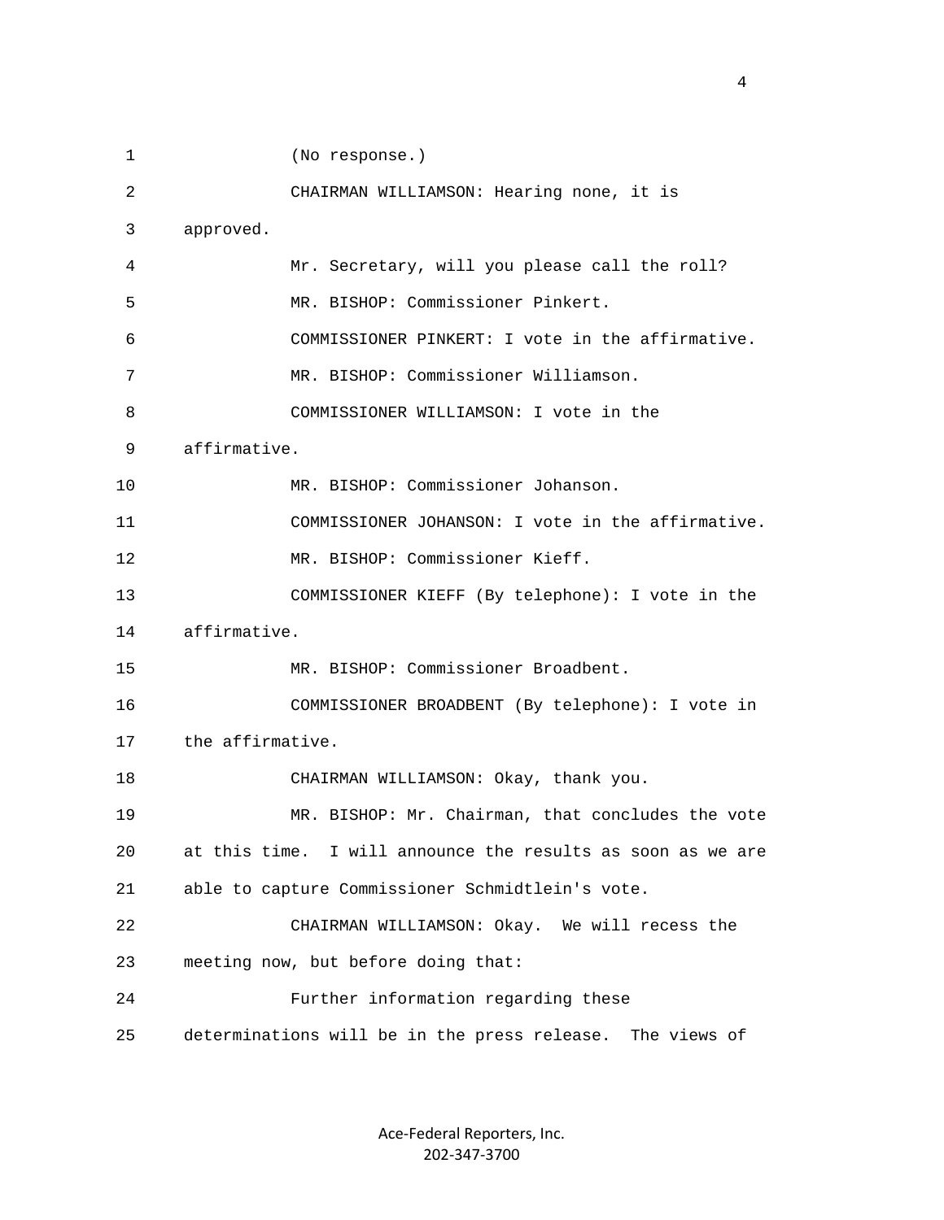(No response.)

CHAIRMAN WILLIAMSON: Hearing none, it is approved.

Mr. Secretary, will you please call the roll?

MR. BISHOP: Commissioner Pinkert.

COMMISSIONER PINKERT: I vote in the affirmative.

MR. BISHOP: Commissioner Williamson.

COMMISSIONER WILLIAMSON: I vote in the affirmative.

MR. BISHOP: Commissioner Johanson.

COMMISSIONER JOHANSON: I vote in the affirmative.

MR. BISHOP: Commissioner Kieff.

COMMISSIONER KIEFF (By telephone): I vote in the affirmative.

MR. BISHOP: Commissioner Broadbent.

COMMISSIONER BROADBENT (By telephone): I vote in the affirmative.

CHAIRMAN WILLIAMSON: Okay, thank you.

MR. BISHOP: Mr. Chairman, that concludes the vote at this time. I will announce the results as soon as we are able to capture Commissioner Schmidtlein's vote.

CHAIRMAN WILLIAMSON: Okay. We will recess the meeting now, but before doing that:

Further information regarding these determinations will be in the press release. The views of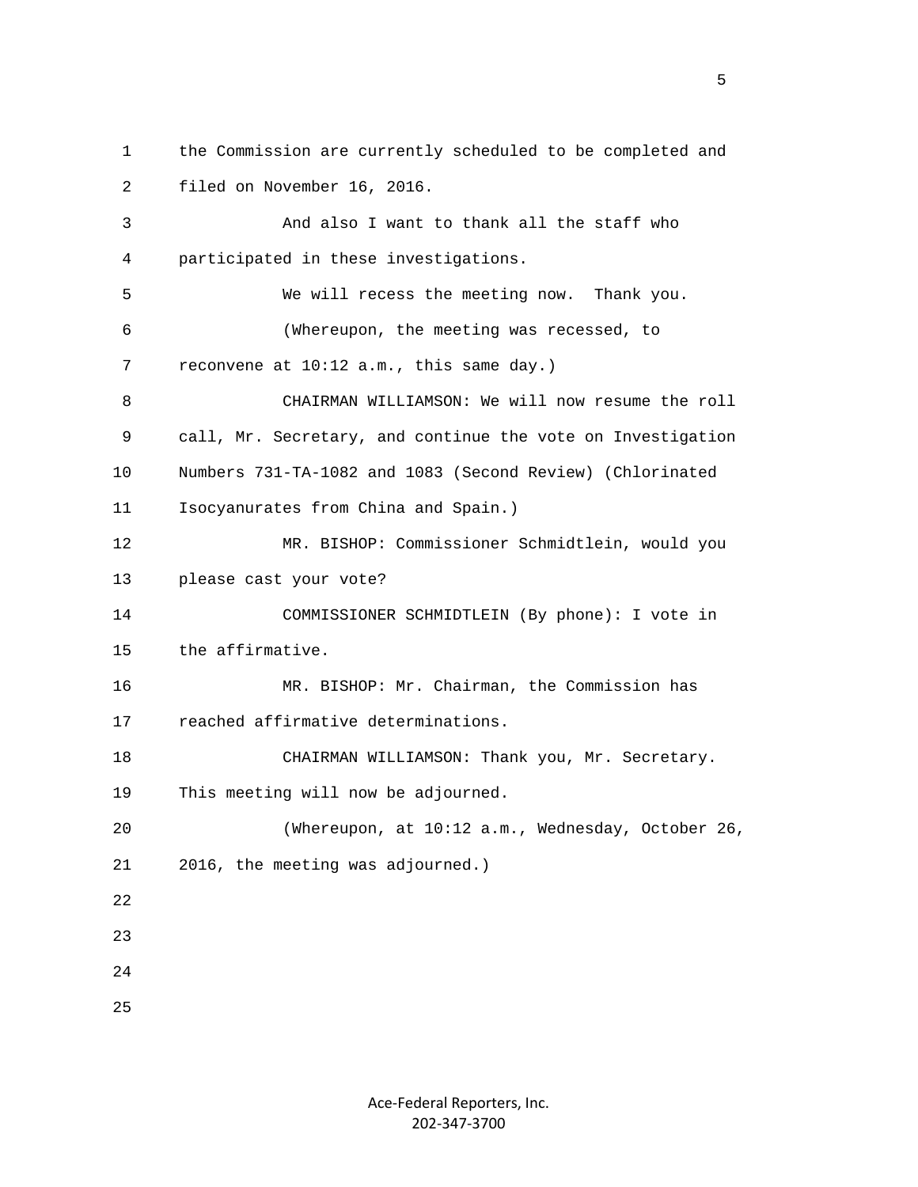the Commission are currently scheduled to be completed and filed on November 16, 2016.

And also I want to thank all the staff who participated in these investigations.

We will recess the meeting now. Thank you.

(Whereupon, the meeting was recessed, to reconvene at 10:12 a.m., this same day.)

CHAIRMAN WILLIAMSON: We will now resume the roll call, Mr. Secretary, and continue the vote on Investigation Numbers 731-TA-1082 and 1083 (Second Review) (Chlorinated Isocyanurates from China and Spain.)

MR. BISHOP: Commissioner Schmidtlein, would you please cast your vote?

COMMISSIONER SCHMIDTLEIN (By phone): I vote in the affirmative.

MR. BISHOP: Mr. Chairman, the Commission has reached affirmative determinations.

CHAIRMAN WILLIAMSON: Thank you, Mr. Secretary. This meeting will now be adjourned.

(Whereupon, at 10:12 a.m., Wednesday, October 26, 2016, the meeting was adjourned.)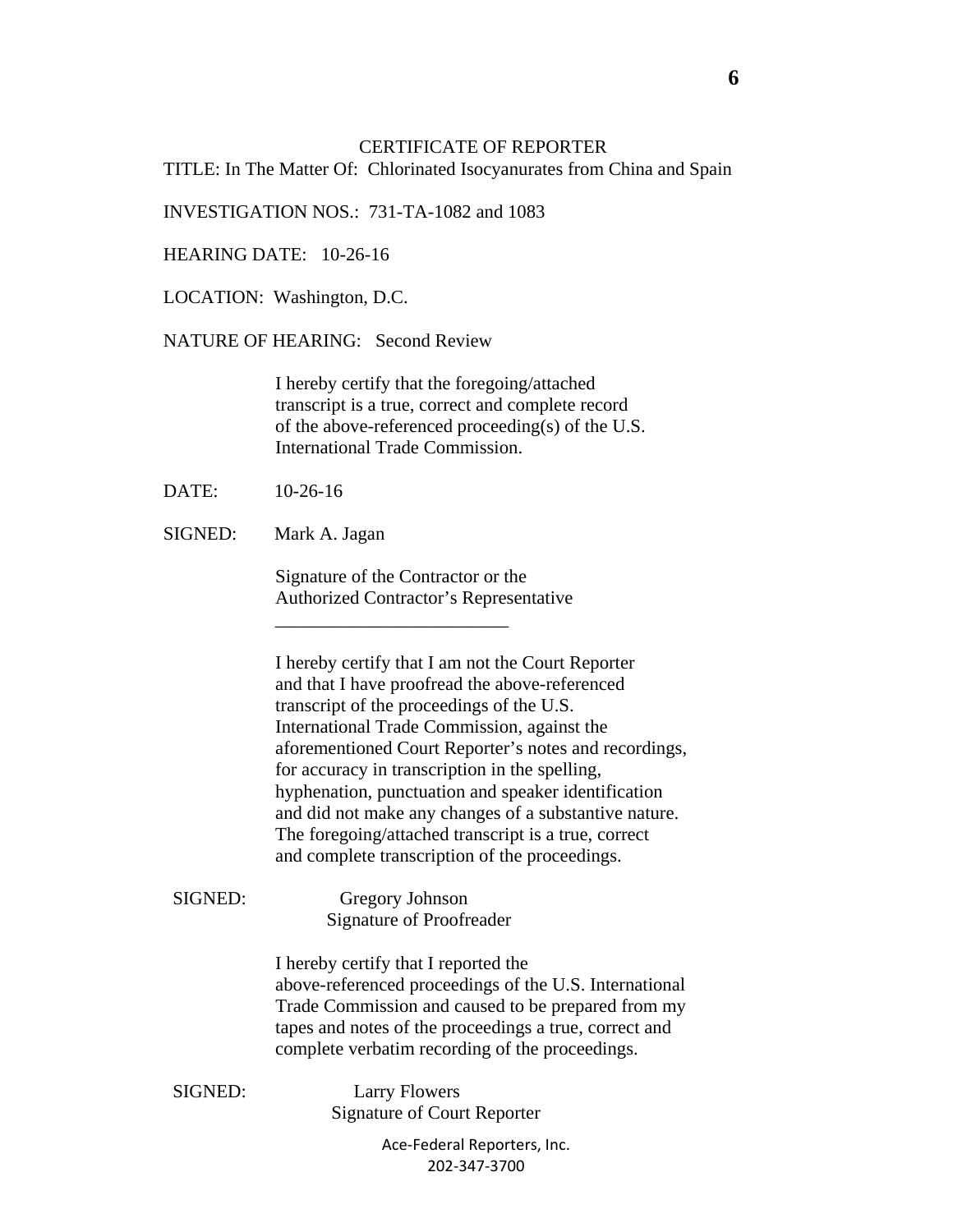# CERTIFICATE OF REPORTER

TITLE: In The Matter Of: Chlorinated Isocyanurates from China and Spain

INVESTIGATION NOS.: 731-TA-1082 and 1083

HEARING DATE: 10-26-16

LOCATION: Washington, D.C.

NATURE OF HEARING: Second Review

I hereby certify that the foregoing/attached transcript is a true, correct and complete record of the above-referenced proceeding(s) of the U.S. International Trade Commission.

DATE: 10-26-16

SIGNED: Mark A. Jagan

Signature of the Contractor or the Authorized Contractor's Representative

\_\_\_\_\_\_\_\_\_\_\_\_\_\_\_\_\_\_\_\_\_\_\_\_\_

I hereby certify that I am not the Court Reporter and that I have proofread the above-referenced transcript of the proceedings of the U.S. International Trade Commission, against the aforementioned Court Reporter's notes and recordings, for accuracy in transcription in the spelling, hyphenation, punctuation and speaker identification and did not make any changes of a substantive nature. The foregoing/attached transcript is a true, correct and complete transcription of the proceedings.

SIGNED: Gregory Johnson
Signature of Proofreader

I hereby certify that I reported the above-referenced proceedings of the U.S. International Trade Commission and caused to be prepared from my tapes and notes of the proceedings a true, correct and complete verbatim recording of the proceedings.

SIGNED: Larry Flowers
Signature of Court Reporter